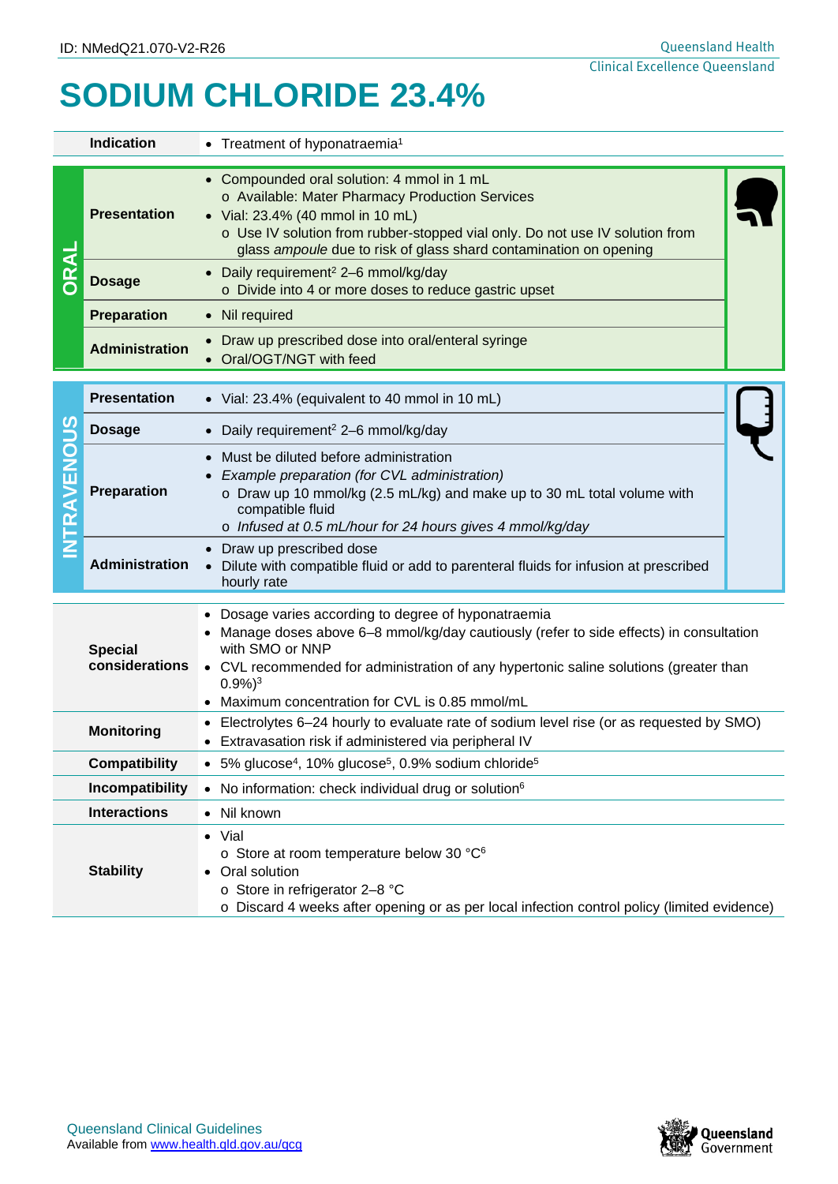ID: NMedQ21.070-V2-R26

# SODIUM CHLORIDE 23.4%

| | | |
|---|---|---|
| | **Indication** | • Treatment of hyponatraemia[1] |
| **ORAL** | **Presentation** | • Compounded oral solution: 4 mmol in 1 mL<br>o Available: Mater Pharmacy Production Services<br>• Vial: 23.4% (40 mmol in 10 mL)<br>o Use IV solution from rubber-stopped vial only. Do not use IV solution from glass *ampoule* due to risk of glass shard contamination on opening |
| | **Dosage** | • Daily requirement[2] 2–6 mmol/kg/day<br>o Divide into 4 or more doses to reduce gastric upset |
| | **Preparation** | • Nil required |
| | **Administration** | • Draw up prescribed dose into oral/enteral syringe<br>• Oral/OGT/NGT with feed |
| **INTRAVENOUS** | **Presentation** | • Vial: 23.4% (equivalent to 40 mmol in 10 mL) |
| | **Dosage** | • Daily requirement[2] 2–6 mmol/kg/day |
| | **Preparation** | • Must be diluted before administration<br>• *Example preparation (for CVL administration)*<br>o Draw up 10 mmol/kg (2.5 mL/kg) and make up to 30 mL total volume with compatible fluid<br>o *Infused at 0.5 mL/hour for 24 hours gives 4 mmol/kg/day* |
| | **Administration** | • Draw up prescribed dose<br>• Dilute with compatible fluid or add to parenteral fluids for infusion at prescribed hourly rate |
| | **Special considerations** | • Dosage varies according to degree of hyponatraemia<br>• Manage doses above 6–8 mmol/kg/day cautiously (refer to side effects) in consultation with SMO or NNP<br>• CVL recommended for administration of any hypertonic saline solutions (greater than 0.9%)[3]<br>• Maximum concentration for CVL is 0.85 mmol/mL |
| | **Monitoring** | • Electrolytes 6–24 hourly to evaluate rate of sodium level rise (or as requested by SMO)<br>• Extravasation risk if administered via peripheral IV |
| | **Compatibility** | • 5% glucose[4], 10% glucose[5], 0.9% sodium chloride[5] |
| | **Incompatibility** | • No information: check individual drug or solution[6] |
| | **Interactions** | • Nil known |
| | **Stability** | • Vial<br>o Store at room temperature below 30 °C[6]<br>• Oral solution<br>o Store in refrigerator 2–8 °C<br>o Discard 4 weeks after opening or as per local infection control policy (limited evidence) |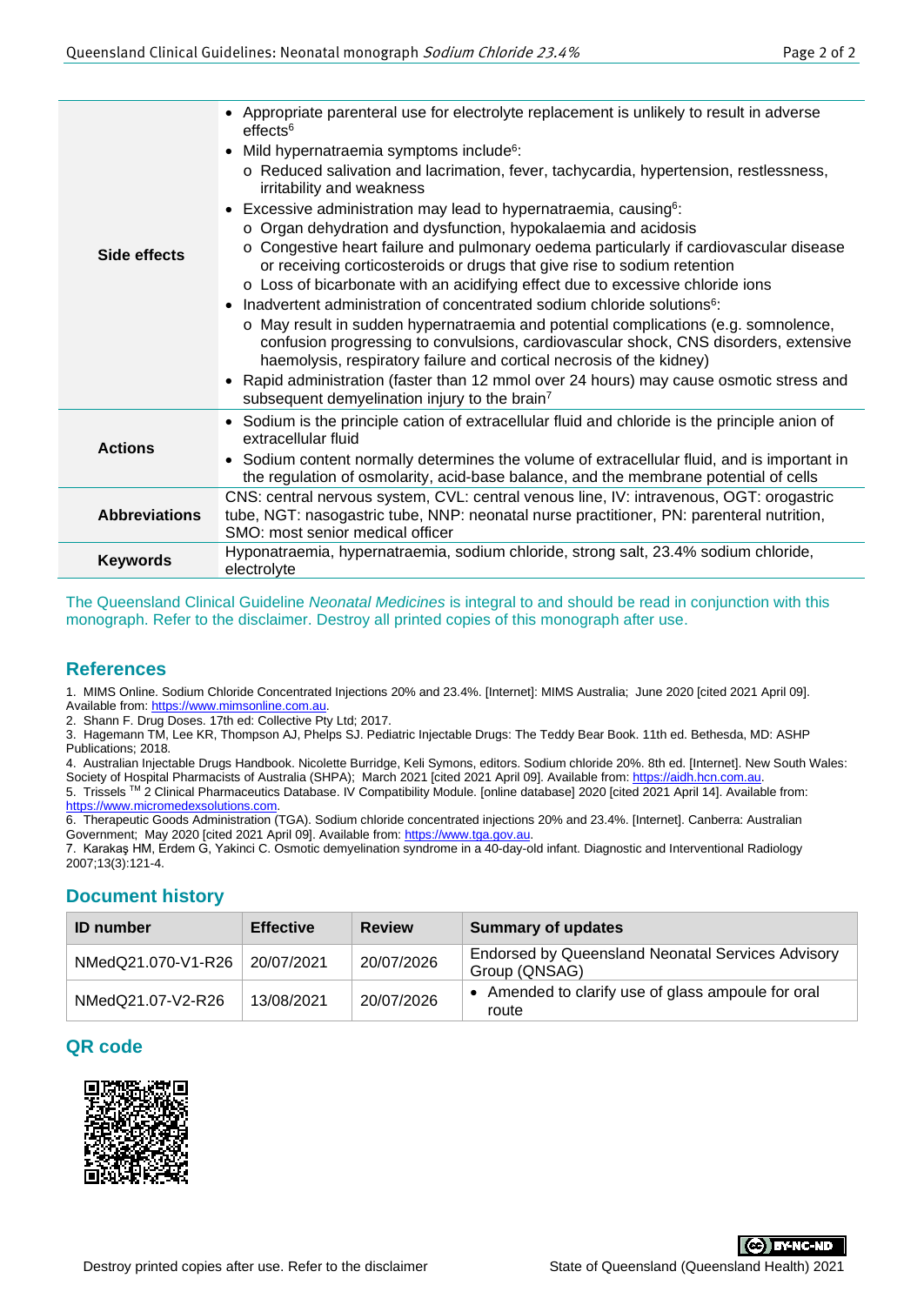| | |
|---|---|
| **Side effects** | • Appropriate parenteral use for electrolyte replacement is unlikely to result in adverse effects[6]<br>• Mild hypernatraemia symptoms include[6]:<br>  o Reduced salivation and lacrimation, fever, tachycardia, hypertension, restlessness, irritability and weakness<br>• Excessive administration may lead to hypernatraemia, causing[6]:<br>  o Organ dehydration and dysfunction, hypokalaemia and acidosis<br>  o Congestive heart failure and pulmonary oedema particularly if cardiovascular disease or receiving corticosteroids or drugs that give rise to sodium retention<br>  o Loss of bicarbonate with an acidifying effect due to excessive chloride ions<br>• Inadvertent administration of concentrated sodium chloride solutions[6]:<br>  o May result in sudden hypernatraemia and potential complications (e.g. somnolence, confusion progressing to convulsions, cardiovascular shock, CNS disorders, extensive haemolysis, respiratory failure and cortical necrosis of the kidney)<br>• Rapid administration (faster than 12 mmol over 24 hours) may cause osmotic stress and subsequent demyelination injury to the brain[7] |
| **Actions** | • Sodium is the principle cation of extracellular fluid and chloride is the principle anion of extracellular fluid<br>• Sodium content normally determines the volume of extracellular fluid, and is important in the regulation of osmolarity, acid-base balance, and the membrane potential of cells |
| **Abbreviations** | CNS: central nervous system, CVL: central venous line, IV: intravenous, OGT: orogastric tube, NGT: nasogastric tube, NNP: neonatal nurse practitioner, PN: parenteral nutrition, SMO: most senior medical officer |
| **Keywords** | Hyponatraemia, hypernatraemia, sodium chloride, strong salt, 23.4% sodium chloride, electrolyte |

The Queensland Clinical Guideline *Neonatal Medicines* is integral to and should be read in conjunction with this monograph. Refer to the disclaimer. Destroy all printed copies of this monograph after use.

## References

1. MIMS Online. Sodium Chloride Concentrated Injections 20% and 23.4%. [Internet]: MIMS Australia; June 2020 [cited 2021 April 09]. Available from: https://www.mimsonline.com.au.
2. Shann F. Drug Doses. 17th ed: Collective Pty Ltd; 2017.
3. Hagemann TM, Lee KR, Thompson AJ, Phelps SJ. Pediatric Injectable Drugs: The Teddy Bear Book. 11th ed. Bethesda, MD: ASHP Publications; 2018.
4. Australian Injectable Drugs Handbook. Nicolette Burridge, Keli Symons, editors. Sodium chloride 20%. 8th ed. [Internet]. New South Wales: Society of Hospital Pharmacists of Australia (SHPA); March 2021 [cited 2021 April 09]. Available from: https://aidh.hcn.com.au.
5. Trissels ™ 2 Clinical Pharmaceutics Database. IV Compatibility Module. [online database] 2020 [cited 2021 April 14]. Available from: https://www.micromedexsolutions.com.
6. Therapeutic Goods Administration (TGA). Sodium chloride concentrated injections 20% and 23.4%. [Internet]. Canberra: Australian Government; May 2020 [cited 2021 April 09]. Available from: https://www.tga.gov.au.
7. Karakaş HM, Erdem G, Yakinci C. Osmotic demyelination syndrome in a 40-day-old infant. Diagnostic and Interventional Radiology 2007;13(3):121-4.

## Document history

| ID number | Effective | Review | Summary of updates |
|---|---|---|---|
| NMedQ21.070-V1-R26 | 20/07/2021 | 20/07/2026 | Endorsed by Queensland Neonatal Services Advisory Group (QNSAG) |
| NMedQ21.07-V2-R26 | 13/08/2021 | 20/07/2026 | • Amended to clarify use of glass ampoule for oral route |

## QR code

Destroy printed copies after use. Refer to the disclaimer

State of Queensland (Queensland Health) 2021